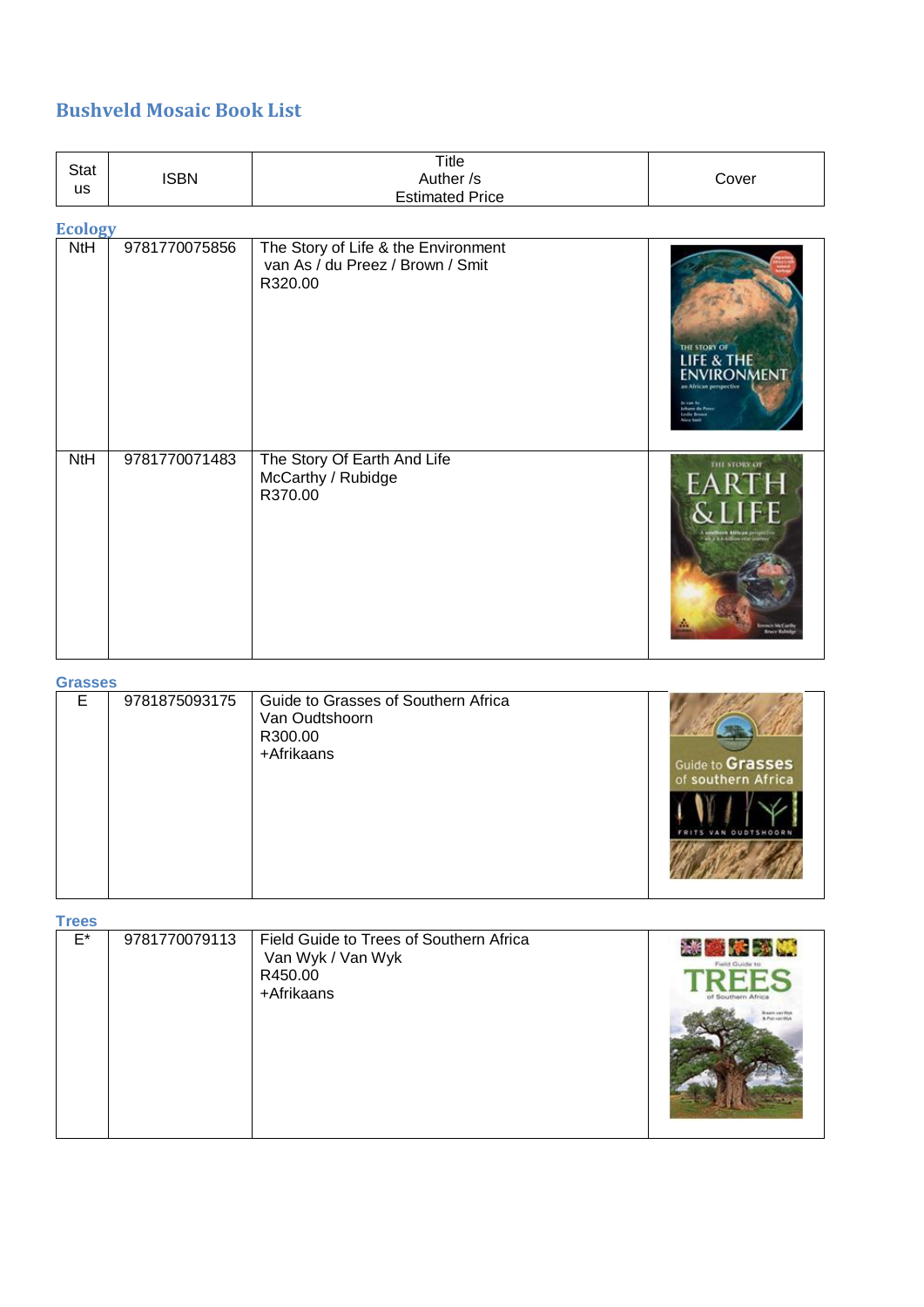# Bushveld Mosaic Book List

| Status | ISBN | Title<br>Auther /s<br>Estimated Price | Cover |
|---|---|---|---|

### Ecology

| Status | ISBN | Title / Auther /s / Estimated Price | Cover |
|---|---|---|---|
| NtH | 9781770075856 | The Story of Life & the Environment<br>van As / du Preez / Brown / Smit<br>R320.00 | |
| NtH | 9781770071483 | The Story Of Earth And Life<br>McCarthy / Rubidge<br>R370.00 | |

### Grasses

| Status | ISBN | Title / Auther /s / Estimated Price | Cover |
|---|---|---|---|
| E | 9781875093175 | Guide to Grasses of Southern Africa<br>Van Oudtshoorn<br>R300.00<br>+Afrikaans | |

### Trees

| Status | ISBN | Title / Auther /s / Estimated Price | Cover |
|---|---|---|---|
| E* | 9781770079113 | Field Guide to Trees of Southern Africa<br>Van Wyk / Van Wyk<br>R450.00<br>+Afrikaans | |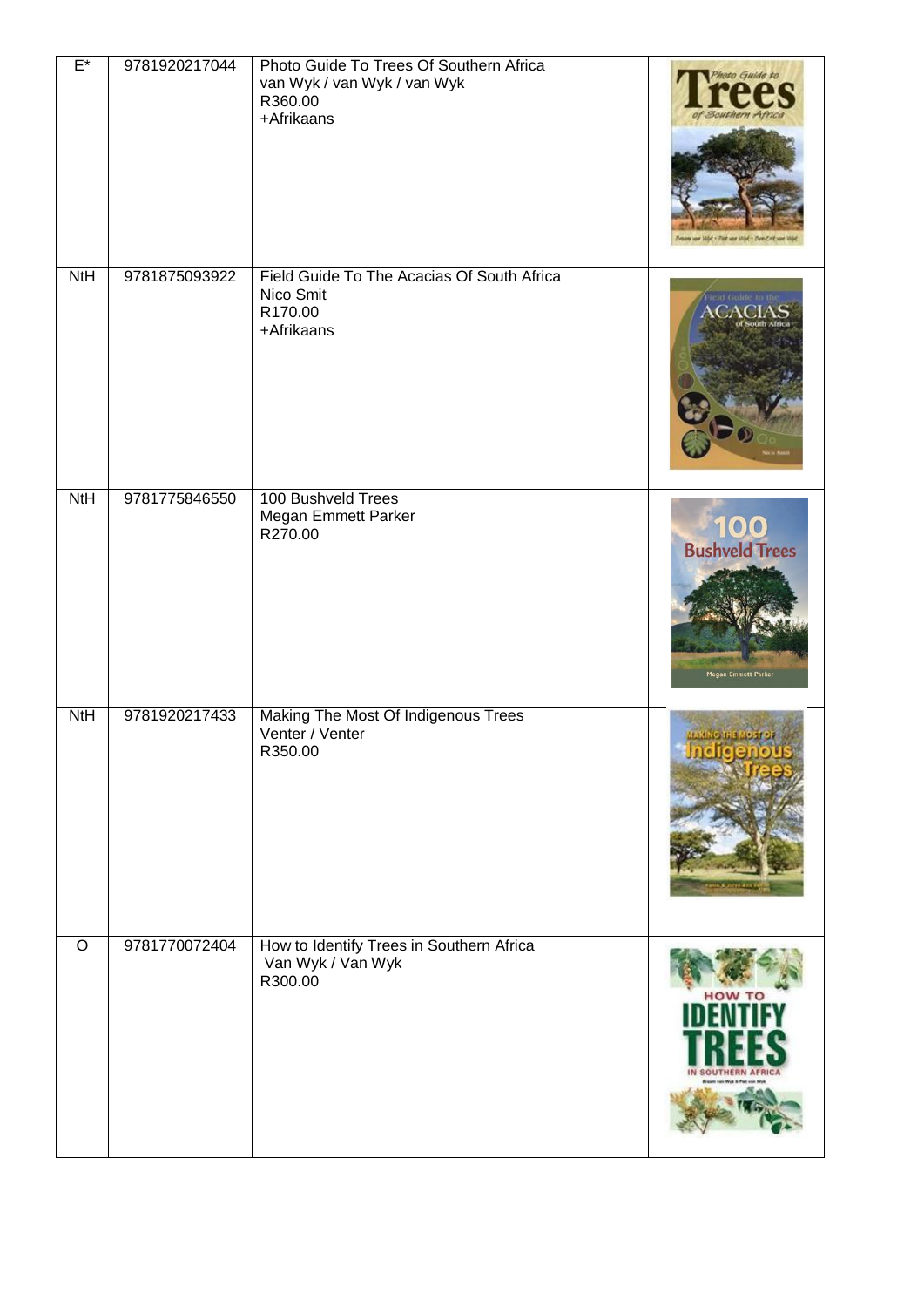| | | | |
|---|---|---|---|
| E* | 9781920217044 | Photo Guide To Trees Of Southern Africa<br>van Wyk / van Wyk / van Wyk<br>R360.00<br>+Afrikaans | |
| NtH | 9781875093922 | Field Guide To The Acacias Of South Africa<br>Nico Smit<br>R170.00<br>+Afrikaans | |
| NtH | 9781775846550 | 100 Bushveld Trees<br>Megan Emmett Parker<br>R270.00 | |
| NtH | 9781920217433 | Making The Most Of Indigenous Trees<br>Venter / Venter<br>R350.00 | |
| O | 9781770072404 | How to Identify Trees in Southern Africa<br>Van Wyk / Van Wyk<br>R300.00 | |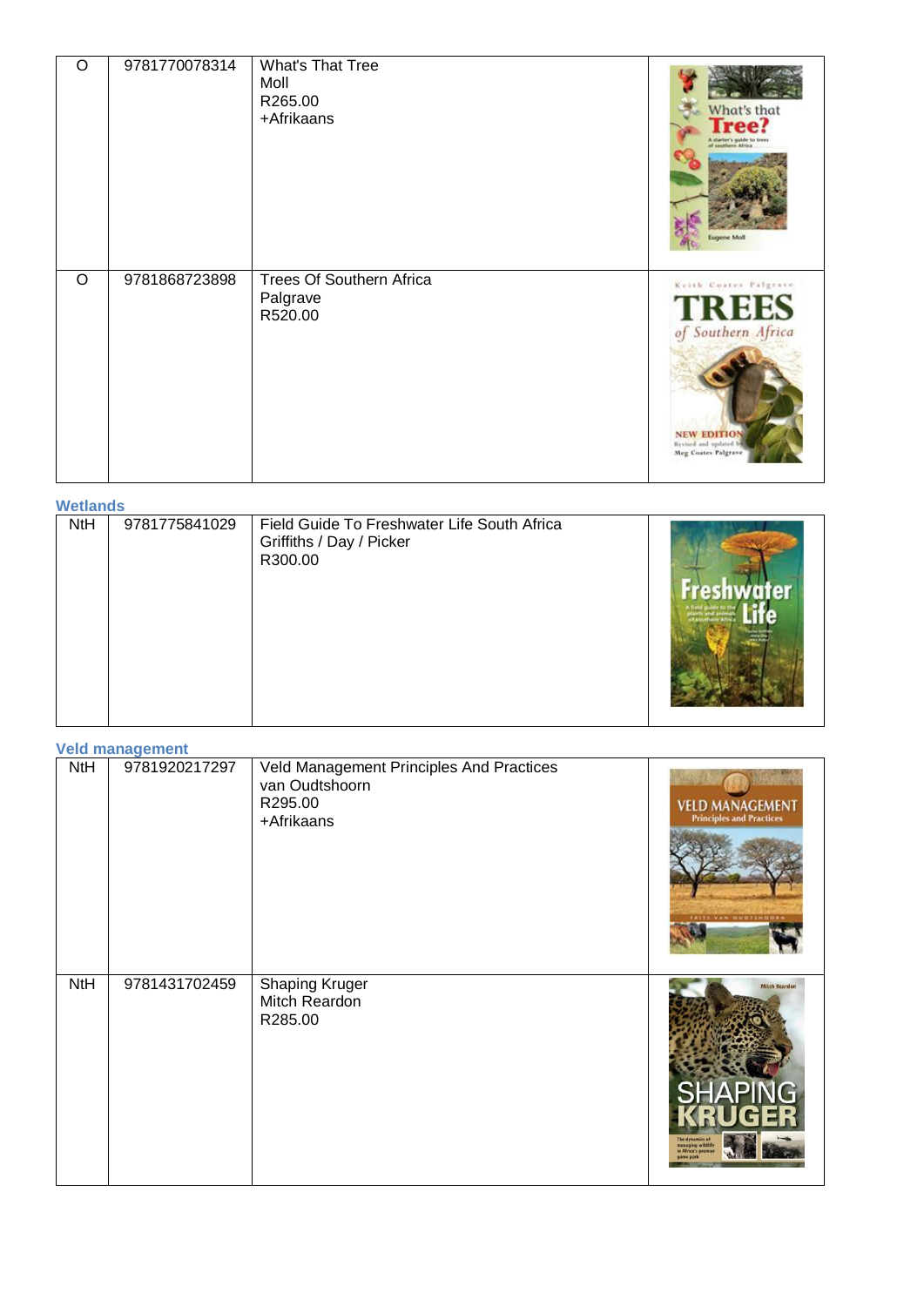| O | 9781770078314 | What's That Tree<br>Moll<br>R265.00<br>+Afrikaans | |
|---|---|---|---|
| O | 9781868723898 | Trees Of Southern Africa<br>Palgrave<br>R520.00 | |

### Wetlands

| NtH | 9781775841029 | Field Guide To Freshwater Life South Africa<br>Griffiths / Day / Picker<br>R300.00 | |
|---|---|---|---|

### Veld management

| NtH | 9781920217297 | Veld Management Principles And Practices<br>van Oudtshoorn<br>R295.00<br>+Afrikaans | |
|---|---|---|---|
| NtH | 9781431702459 | Shaping Kruger<br>Mitch Reardon<br>R285.00 | |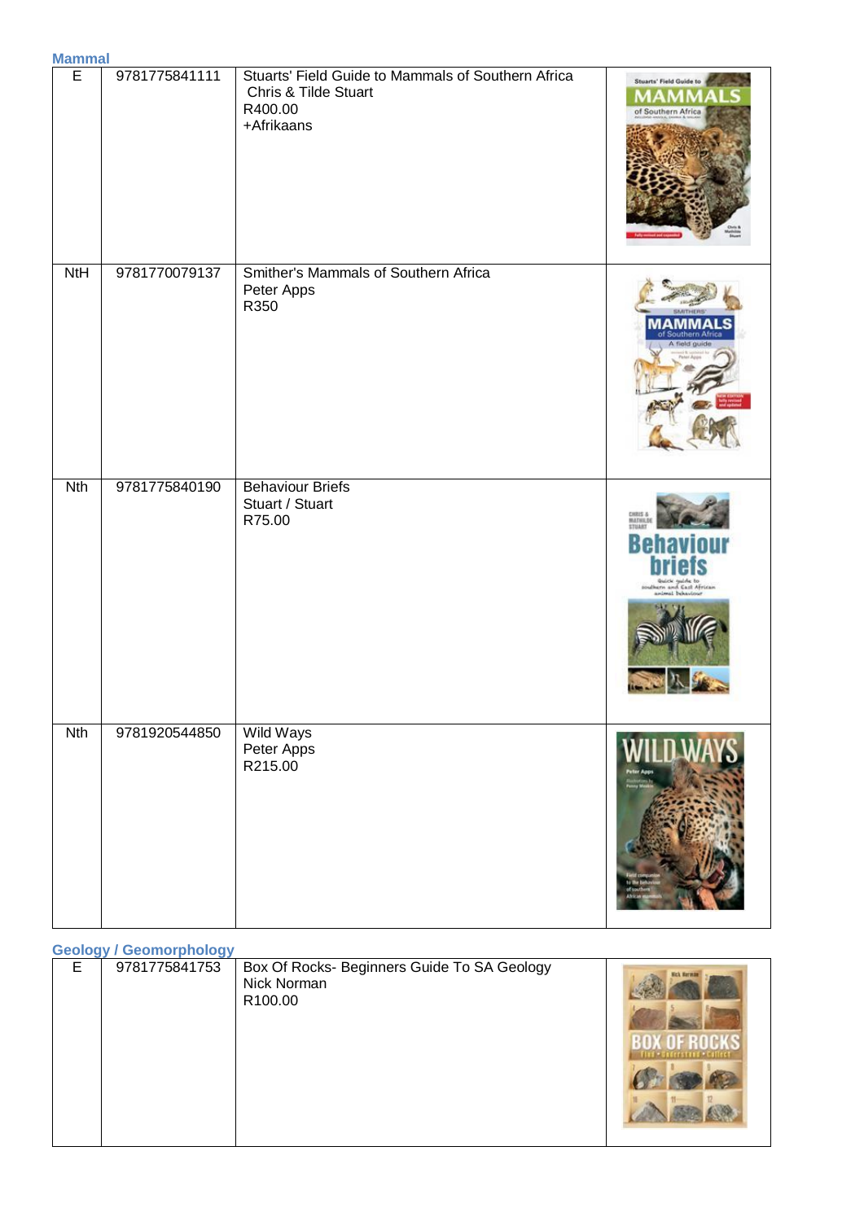### Mammal

| | | | |
|---|---|---|---|
| E | 9781775841111 | Stuarts' Field Guide to Mammals of Southern Africa<br>Chris & Tilde Stuart<br>R400.00<br>+Afrikaans | |
| NtH | 9781770079137 | Smither's Mammals of Southern Africa<br>Peter Apps<br>R350 | |
| Nth | 9781775840190 | Behaviour Briefs<br>Stuart / Stuart<br>R75.00 | |
| Nth | 9781920544850 | Wild Ways<br>Peter Apps<br>R215.00 | |

### Geology / Geomorphology

| | | | |
|---|---|---|---|
| E | 9781775841753 | Box Of Rocks- Beginners Guide To SA Geology<br>Nick Norman<br>R100.00 | |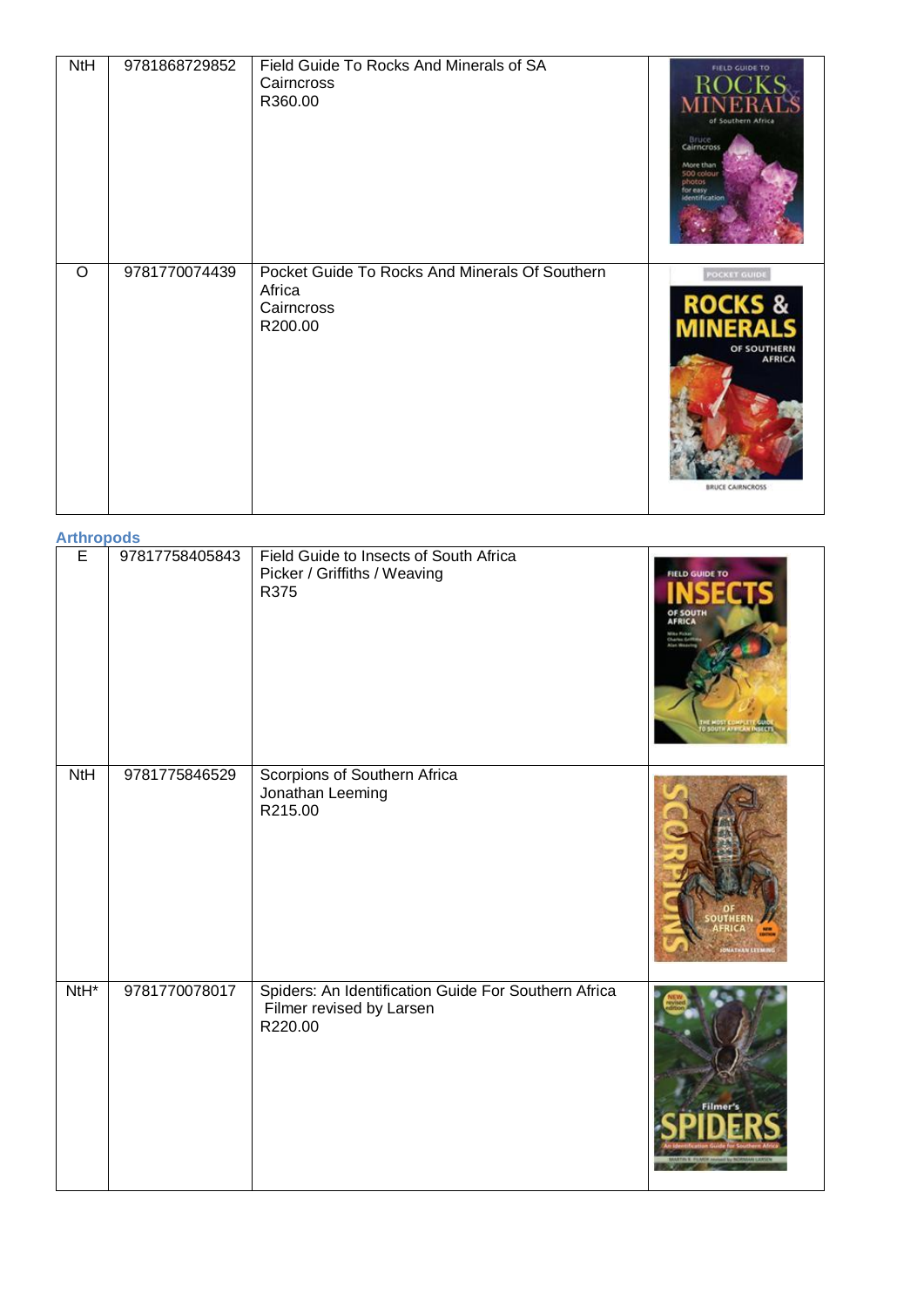| | | | |
|---|---|---|---|
| NtH | 9781868729852 | Field Guide To Rocks And Minerals of SA<br>Cairncross<br>R360.00 | |
| O | 9781770074439 | Pocket Guide To Rocks And Minerals Of Southern Africa<br>Cairncross<br>R200.00 | |

**Arthropods**

| | | | |
|---|---|---|---|
| E | 97817758405843 | Field Guide to Insects of South Africa<br>Picker / Griffiths / Weaving<br>R375 | |
| NtH | 9781775846529 | Scorpions of Southern Africa<br>Jonathan Leeming<br>R215.00 | |
| NtH* | 9781770078017 | Spiders: An Identification Guide For Southern Africa<br>Filmer revised by Larsen<br>R220.00 | |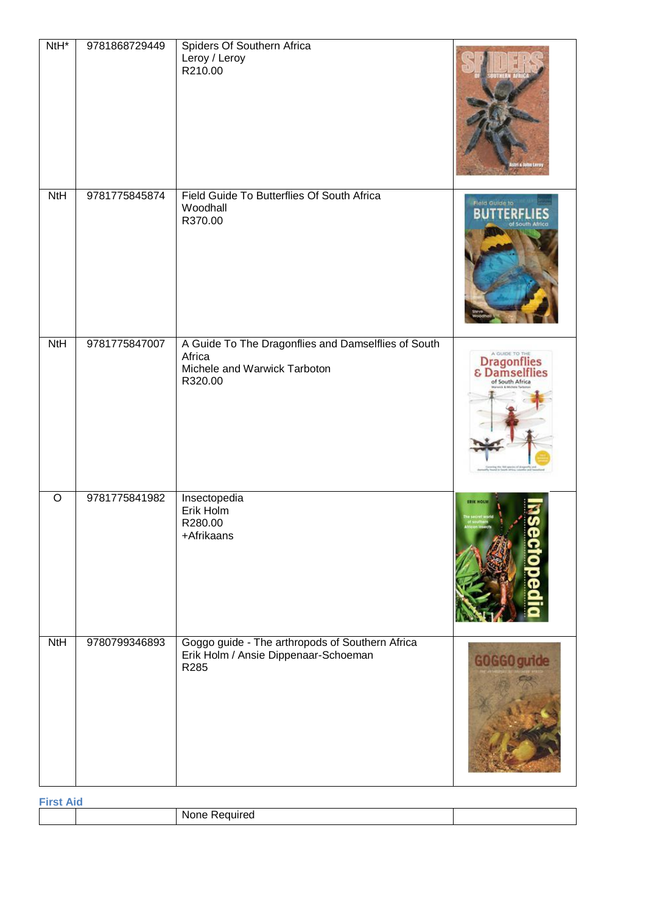| | | | |
|---|---|---|---|
| NtH* | 9781868729449 | Spiders Of Southern Africa<br>Leroy / Leroy<br>R210.00 | |
| NtH | 9781775845874 | Field Guide To Butterflies Of South Africa<br>Woodhall<br>R370.00 | |
| NtH | 9781775847007 | A Guide To The Dragonflies and Damselflies of South Africa<br>Michele and Warwick Tarboton<br>R320.00 | |
| O | 9781775841982 | Insectopedia<br>Erik Holm<br>R280.00<br>+Afrikaans | |
| NtH | 9780799346893 | Goggo guide - The arthropods of Southern Africa<br>Erik Holm / Ansie Dippenaar-Schoeman<br>R285 | |

### First Aid

| | | | |
|---|---|---|---|
| | | None Required | |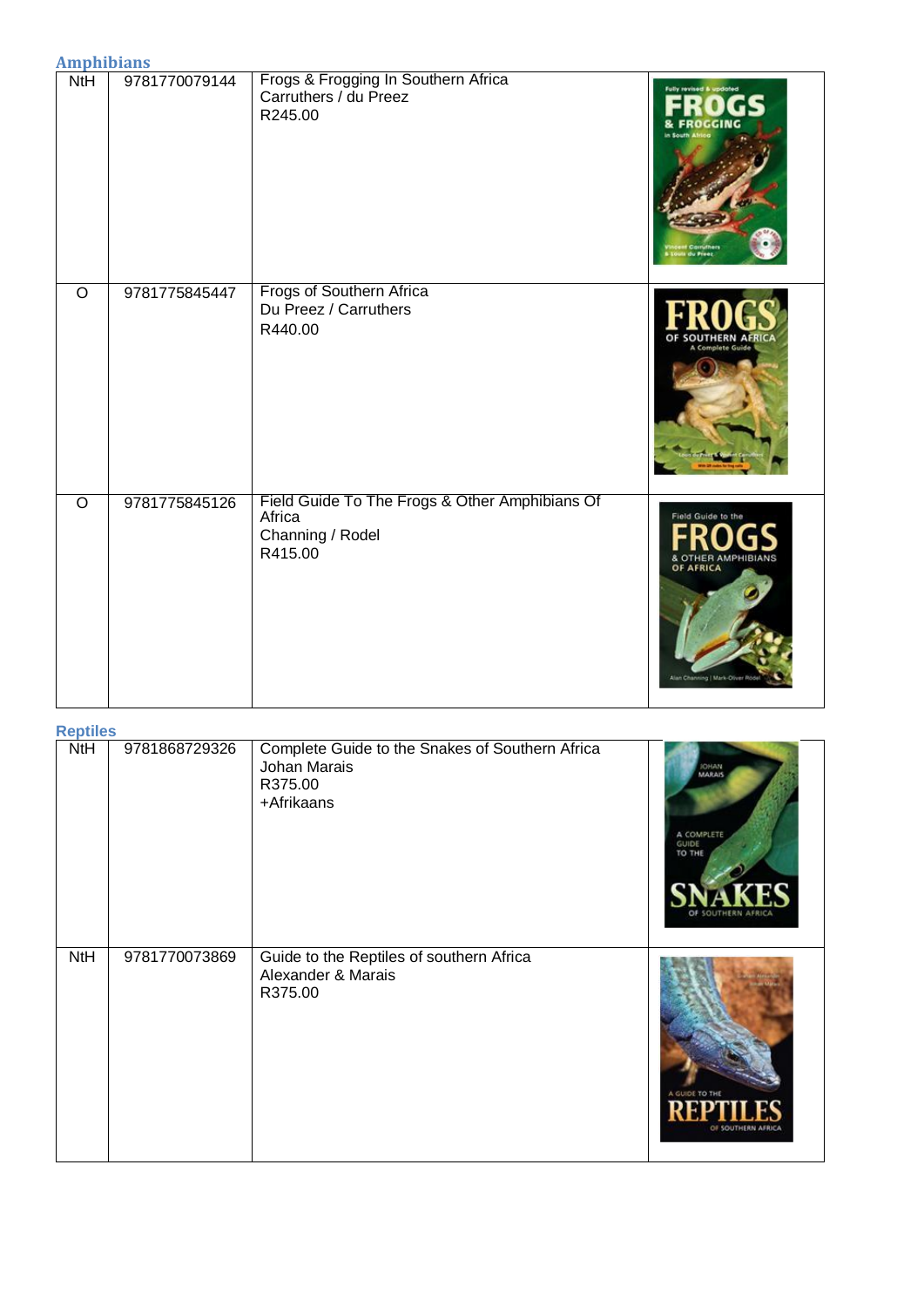## Amphibians

| | | | |
|---|---|---|---|
| NtH | 9781770079144 | Frogs & Frogging In Southern Africa<br>Carruthers / du Preez<br>R245.00 | |
| O | 9781775845447 | Frogs of Southern Africa<br>Du Preez / Carruthers<br>R440.00 | |
| O | 9781775845126 | Field Guide To The Frogs & Other Amphibians Of Africa<br>Channing / Rodel<br>R415.00 | |

## Reptiles

| | | | |
|---|---|---|---|
| NtH | 9781868729326 | Complete Guide to the Snakes of Southern Africa<br>Johan Marais<br>R375.00<br>+Afrikaans | |
| NtH | 9781770073869 | Guide to the Reptiles of southern Africa<br>Alexander & Marais<br>R375.00 | |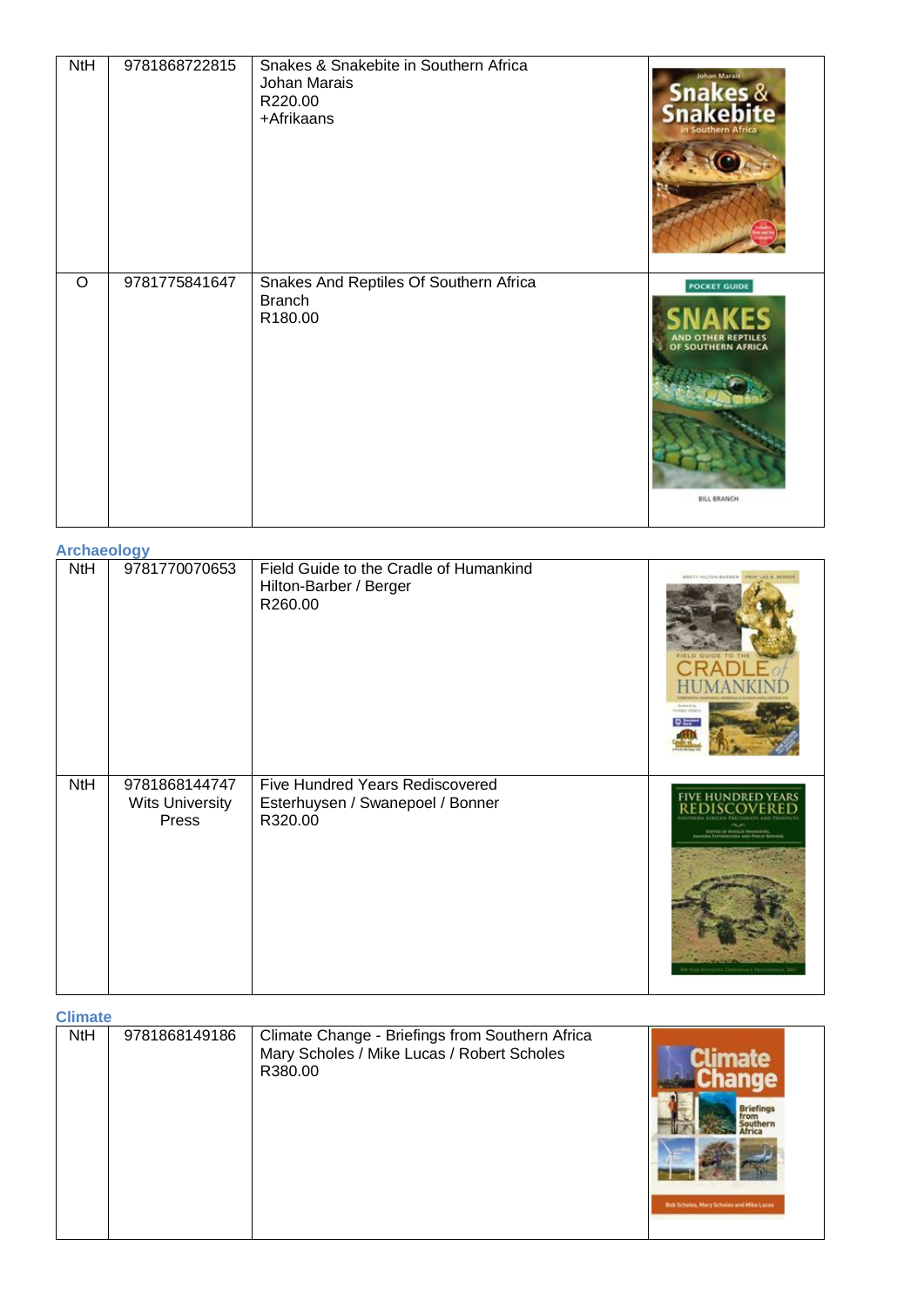| NtH | 9781868722815 | Snakes & Snakebite in Southern Africa<br>Johan Marais<br>R220.00<br>+Afrikaans | |
|---|---|---|---|
| O | 9781775841647 | Snakes And Reptiles Of Southern Africa<br>Branch<br>R180.00 | |

### Archaeology

| NtH | 9781770070653 | Field Guide to the Cradle of Humankind<br>Hilton-Barber / Berger<br>R260.00 | |
|---|---|---|---|
| NtH | 9781868144747<br>Wits University Press | Five Hundred Years Rediscovered<br>Esterhuysen / Swanepoel / Bonner<br>R320.00 | |

### Climate

| NtH | 9781868149186 | Climate Change - Briefings from Southern Africa<br>Mary Scholes / Mike Lucas / Robert Scholes<br>R380.00 | |
|---|---|---|---|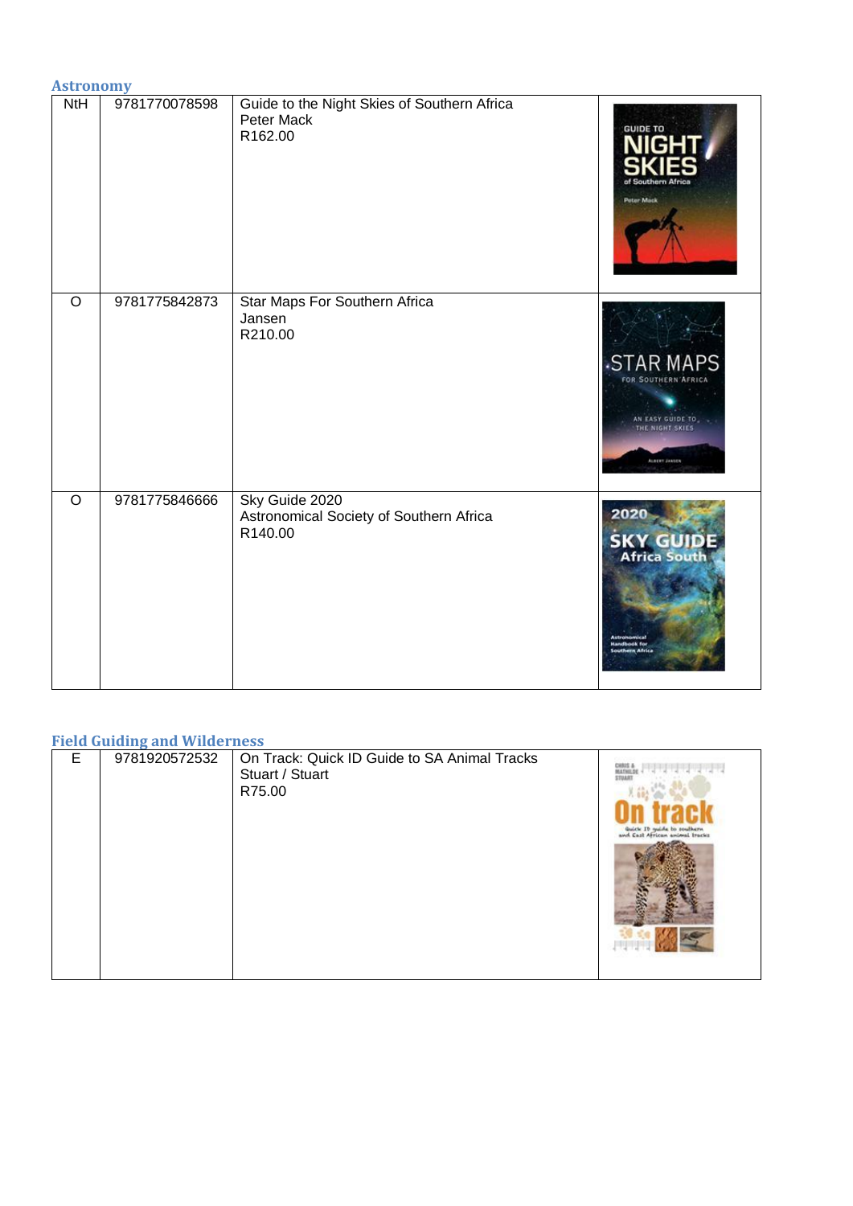## Astronomy

| | | | |
|---|---|---|---|
| NtH | 9781770078598 | Guide to the Night Skies of Southern Africa<br>Peter Mack<br>R162.00 | |
| O | 9781775842873 | Star Maps For Southern Africa<br>Jansen<br>R210.00 | |
| O | 9781775846666 | Sky Guide 2020<br>Astronomical Society of Southern Africa<br>R140.00 | |

## Field Guiding and Wilderness

| | | | |
|---|---|---|---|
| E | 9781920572532 | On Track: Quick ID Guide to SA Animal Tracks<br>Stuart / Stuart<br>R75.00 | |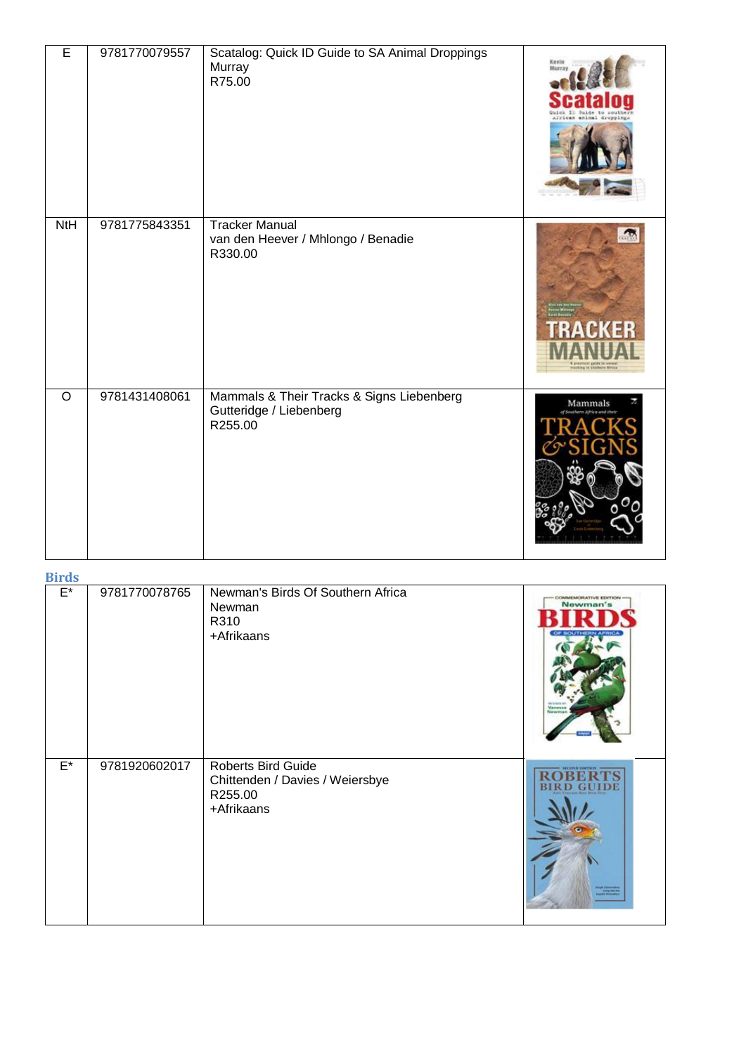| E | 9781770079557 | Scatalog: Quick ID Guide to SA Animal Droppings<br>Murray<br>R75.00 | |
|---|---|---|---|
| NtH | 9781775843351 | Tracker Manual<br>van den Heever / Mhlongo / Benadie<br>R330.00 | |
| O | 9781431408061 | Mammals & Their Tracks & Signs Liebenberg<br>Gutteridge / Liebenberg<br>R255.00 | |

## Birds

| E* | 9781770078765 | Newman's Birds Of Southern Africa<br>Newman<br>R310<br>+Afrikaans | |
|---|---|---|---|
| E* | 9781920602017 | Roberts Bird Guide<br>Chittenden / Davies / Weiersbye<br>R255.00<br>+Afrikaans | |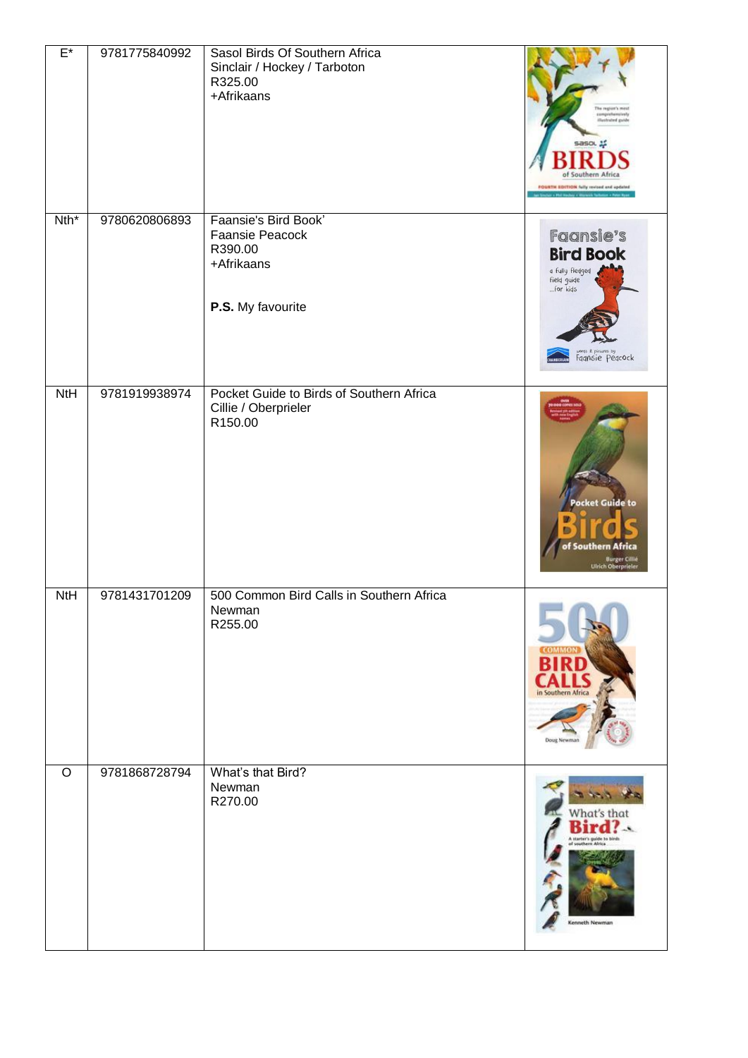| | | | |
|---|---|---|---|
| E* | 9781775840992 | Sasol Birds Of Southern Africa<br>Sinclair / Hockey / Tarboton<br>R325.00<br>+Afrikaans | |
| Nth* | 9780620806893 | Faansie's Bird Book'<br>Faansie Peacock<br>R390.00<br>+Afrikaans<br><br>**P.S.** My favourite | |
| NtH | 9781919938974 | Pocket Guide to Birds of Southern Africa<br>Cillie / Oberprieler<br>R150.00 | |
| NtH | 9781431701209 | 500 Common Bird Calls in Southern Africa<br>Newman<br>R255.00 | |
| O | 9781868728794 | What's that Bird?<br>Newman<br>R270.00 | |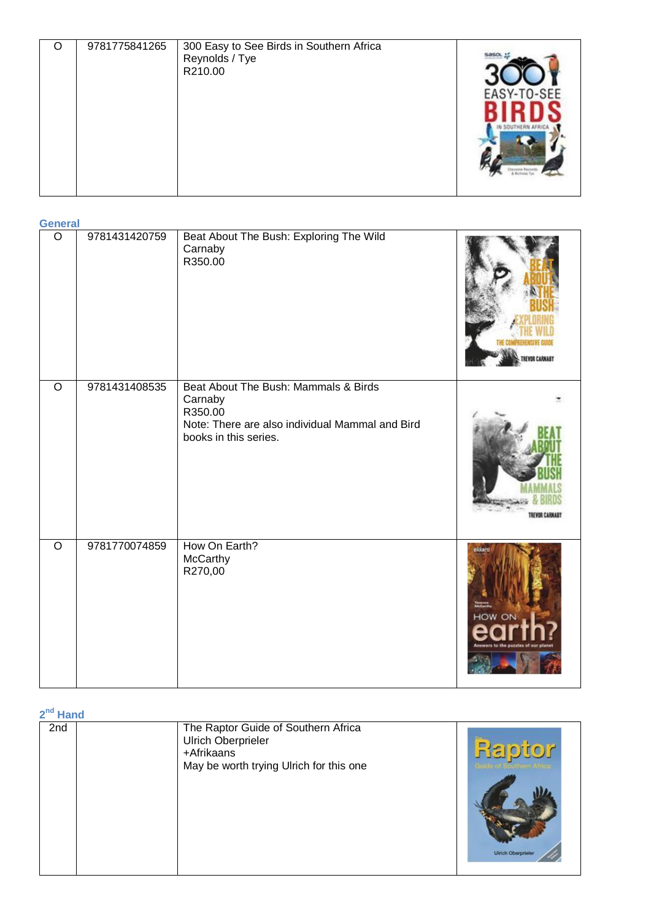| O | 9781775841265 | 300 Easy to See Birds in Southern Africa<br>Reynolds / Tye<br>R210.00 | |
|---|---|---|---|

### General

| O | 9781431420759 | Beat About The Bush: Exploring The Wild<br>Carnaby<br>R350.00 | |
|---|---|---|---|
| O | 9781431408535 | Beat About The Bush: Mammals & Birds<br>Carnaby<br>R350.00<br>Note: There are also individual Mammal and Bird books in this series. | |
| O | 9781770074859 | How On Earth?<br>McCarthy<br>R270,00 | |

### 2nd Hand

| 2nd | | The Raptor Guide of Southern Africa<br>Ulrich Oberprieler<br>+Afrikaans<br>May be worth trying Ulrich for this one | |
|---|---|---|---|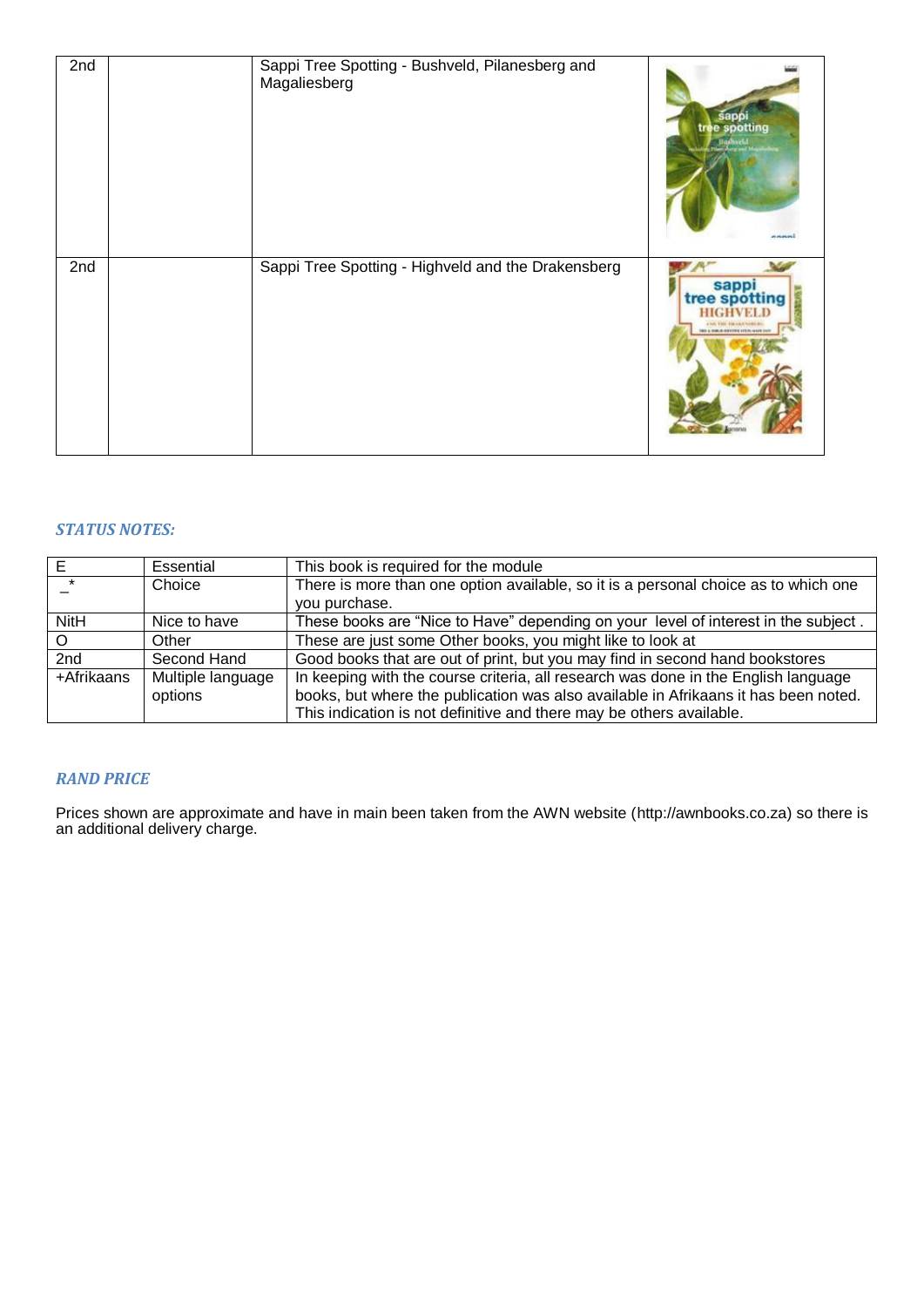| | | | |
|---|---|---|---|
| 2nd | | Sappi Tree Spotting - Bushveld, Pilanesberg and Magaliesberg | |
| 2nd | | Sappi Tree Spotting - Highveld and the Drakensberg | |

### *STATUS NOTES:*

| | | |
|---|---|---|
| E | Essential | This book is required for the module |
| _* | Choice | There is more than one option available, so it is a personal choice as to which one you purchase. |
| NitH | Nice to have | These books are "Nice to Have" depending on your level of interest in the subject . |
| O | Other | These are just some Other books, you might like to look at |
| 2nd | Second Hand | Good books that are out of print, but you may find in second hand bookstores |
| +Afrikaans | Multiple language options | In keeping with the course criteria, all research was done in the English language books, but where the publication was also available in Afrikaans it has been noted. This indication is not definitive and there may be others available. |

### *RAND PRICE*

Prices shown are approximate and have in main been taken from the AWN website (http://awnbooks.co.za) so there is an additional delivery charge.